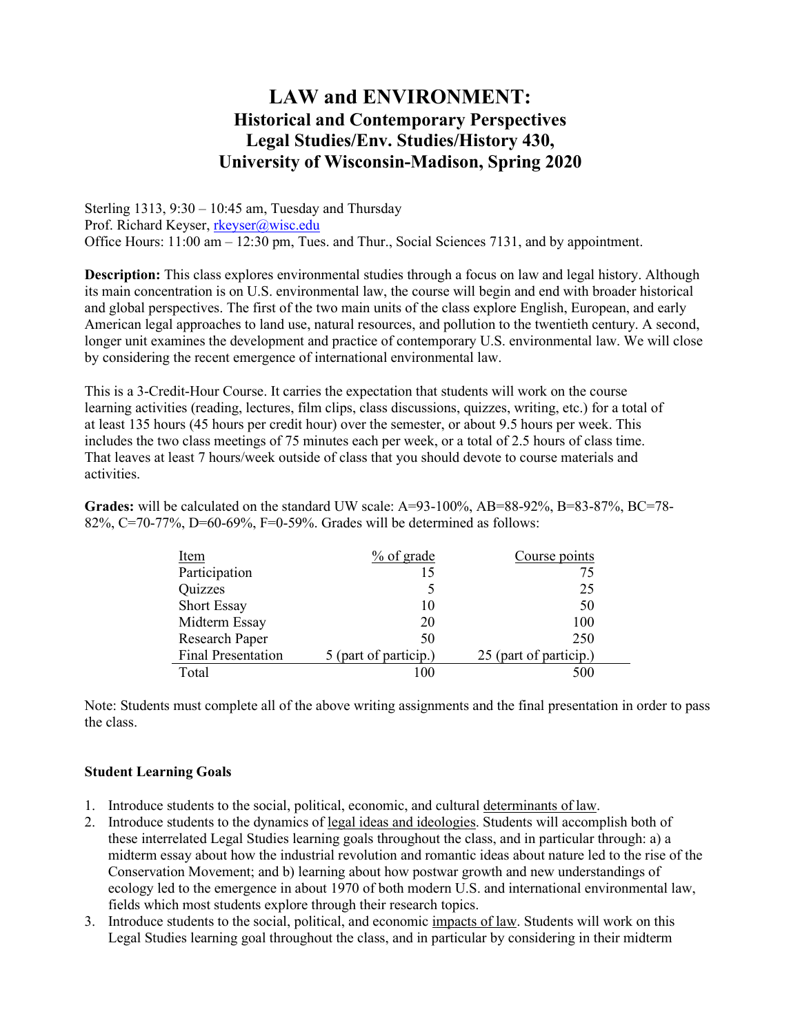# LAW and ENVIRONMENT:
## Historical and Contemporary Perspectives
## Legal Studies/Env. Studies/History 430,
## University of Wisconsin-Madison, Spring 2020

Sterling 1313, 9:30 – 10:45 am, Tuesday and Thursday
Prof. Richard Keyser, rkeyser@wisc.edu
Office Hours: 11:00 am – 12:30 pm, Tues. and Thur., Social Sciences 7131, and by appointment.

**Description:** This class explores environmental studies through a focus on law and legal history. Although its main concentration is on U.S. environmental law, the course will begin and end with broader historical and global perspectives. The first of the two main units of the class explore English, European, and early American legal approaches to land use, natural resources, and pollution to the twentieth century. A second, longer unit examines the development and practice of contemporary U.S. environmental law. We will close by considering the recent emergence of international environmental law.

This is a 3-Credit-Hour Course. It carries the expectation that students will work on the course learning activities (reading, lectures, film clips, class discussions, quizzes, writing, etc.) for a total of at least 135 hours (45 hours per credit hour) over the semester, or about 9.5 hours per week. This includes the two class meetings of 75 minutes each per week, or a total of 2.5 hours of class time. That leaves at least 7 hours/week outside of class that you should devote to course materials and activities.

**Grades:** will be calculated on the standard UW scale: A=93-100%, AB=88-92%, B=83-87%, BC=78-82%, C=70-77%, D=60-69%, F=0-59%. Grades will be determined as follows:

| Item | % of grade | Course points |
|---|---|---|
| Participation | 15 | 75 |
| Quizzes | 5 | 25 |
| Short Essay | 10 | 50 |
| Midterm Essay | 20 | 100 |
| Research Paper | 50 | 250 |
| Final Presentation | 5 (part of particip.) | 25 (part of particip.) |
| Total | 100 | 500 |

Note: Students must complete all of the above writing assignments and the final presentation in order to pass the class.

### Student Learning Goals

1. Introduce students to the social, political, economic, and cultural determinants of law.
2. Introduce students to the dynamics of legal ideas and ideologies. Students will accomplish both of these interrelated Legal Studies learning goals throughout the class, and in particular through: a) a midterm essay about how the industrial revolution and romantic ideas about nature led to the rise of the Conservation Movement; and b) learning about how postwar growth and new understandings of ecology led to the emergence in about 1970 of both modern U.S. and international environmental law, fields which most students explore through their research topics.
3. Introduce students to the social, political, and economic impacts of law. Students will work on this Legal Studies learning goal throughout the class, and in particular by considering in their midterm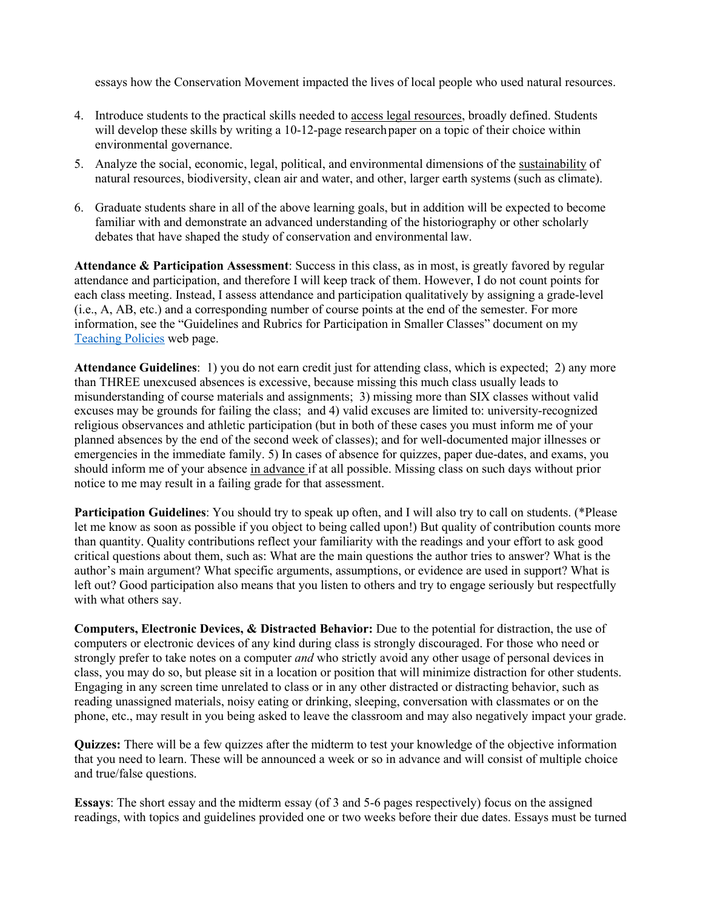essays how the Conservation Movement impacted the lives of local people who used natural resources.

4. Introduce students to the practical skills needed to access legal resources, broadly defined. Students will develop these skills by writing a 10-12-page research paper on a topic of their choice within environmental governance.
5. Analyze the social, economic, legal, political, and environmental dimensions of the sustainability of natural resources, biodiversity, clean air and water, and other, larger earth systems (such as climate).
6. Graduate students share in all of the above learning goals, but in addition will be expected to become familiar with and demonstrate an advanced understanding of the historiography or other scholarly debates that have shaped the study of conservation and environmental law.

**Attendance & Participation Assessment**: Success in this class, as in most, is greatly favored by regular attendance and participation, and therefore I will keep track of them. However, I do not count points for each class meeting. Instead, I assess attendance and participation qualitatively by assigning a grade-level (i.e., A, AB, etc.) and a corresponding number of course points at the end of the semester. For more information, see the "Guidelines and Rubrics for Participation in Smaller Classes" document on my Teaching Policies web page.

**Attendance Guidelines**: 1) you do not earn credit just for attending class, which is expected; 2) any more than THREE unexcused absences is excessive, because missing this much class usually leads to misunderstanding of course materials and assignments; 3) missing more than SIX classes without valid excuses may be grounds for failing the class; and 4) valid excuses are limited to: university-recognized religious observances and athletic participation (but in both of these cases you must inform me of your planned absences by the end of the second week of classes); and for well-documented major illnesses or emergencies in the immediate family. 5) In cases of absence for quizzes, paper due-dates, and exams, you should inform me of your absence in advance if at all possible. Missing class on such days without prior notice to me may result in a failing grade for that assessment.

**Participation Guidelines**: You should try to speak up often, and I will also try to call on students. (*Please let me know as soon as possible if you object to being called upon!) But quality of contribution counts more than quantity. Quality contributions reflect your familiarity with the readings and your effort to ask good critical questions about them, such as: What are the main questions the author tries to answer? What is the author's main argument? What specific arguments, assumptions, or evidence are used in support? What is left out? Good participation also means that you listen to others and try to engage seriously but respectfully with what others say.

**Computers, Electronic Devices, & Distracted Behavior:** Due to the potential for distraction, the use of computers or electronic devices of any kind during class is strongly discouraged. For those who need or strongly prefer to take notes on a computer *and* who strictly avoid any other usage of personal devices in class, you may do so, but please sit in a location or position that will minimize distraction for other students. Engaging in any screen time unrelated to class or in any other distracted or distracting behavior, such as reading unassigned materials, noisy eating or drinking, sleeping, conversation with classmates or on the phone, etc., may result in you being asked to leave the classroom and may also negatively impact your grade.

**Quizzes:** There will be a few quizzes after the midterm to test your knowledge of the objective information that you need to learn. These will be announced a week or so in advance and will consist of multiple choice and true/false questions.

**Essays**: The short essay and the midterm essay (of 3 and 5-6 pages respectively) focus on the assigned readings, with topics and guidelines provided one or two weeks before their due dates. Essays must be turned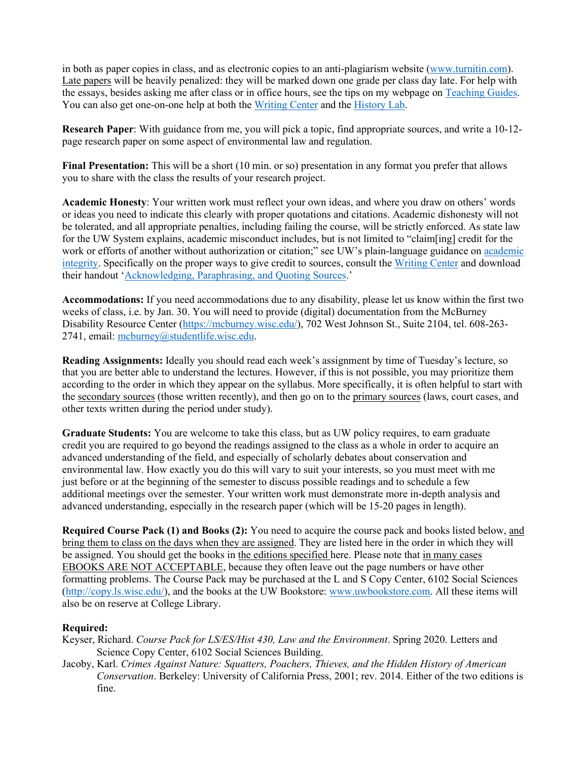in both as paper copies in class, and as electronic copies to an anti-plagiarism website (www.turnitin.com). Late papers will be heavily penalized: they will be marked down one grade per class day late. For help with the essays, besides asking me after class or in office hours, see the tips on my webpage on Teaching Guides. You can also get one-on-one help at both the Writing Center and the History Lab.

**Research Paper**: With guidance from me, you will pick a topic, find appropriate sources, and write a 10-12-page research paper on some aspect of environmental law and regulation.

**Final Presentation:** This will be a short (10 min. or so) presentation in any format you prefer that allows you to share with the class the results of your research project.

**Academic Honesty**: Your written work must reflect your own ideas, and where you draw on others' words or ideas you need to indicate this clearly with proper quotations and citations. Academic dishonesty will not be tolerated, and all appropriate penalties, including failing the course, will be strictly enforced. As state law for the UW System explains, academic misconduct includes, but is not limited to "claim[ing] credit for the work or efforts of another without authorization or citation;" see UW's plain-language guidance on academic integrity. Specifically on the proper ways to give credit to sources, consult the Writing Center and download their handout 'Acknowledging, Paraphrasing, and Quoting Sources.'

**Accommodations:** If you need accommodations due to any disability, please let us know within the first two weeks of class, i.e. by Jan. 30. You will need to provide (digital) documentation from the McBurney Disability Resource Center (https://mcburney.wisc.edu/), 702 West Johnson St., Suite 2104, tel. 608-263-2741, email: mcburney@studentlife.wisc.edu.

**Reading Assignments:** Ideally you should read each week's assignment by time of Tuesday's lecture, so that you are better able to understand the lectures. However, if this is not possible, you may prioritize them according to the order in which they appear on the syllabus. More specifically, it is often helpful to start with the secondary sources (those written recently), and then go on to the primary sources (laws, court cases, and other texts written during the period under study).

**Graduate Students:** You are welcome to take this class, but as UW policy requires, to earn graduate credit you are required to go beyond the readings assigned to the class as a whole in order to acquire an advanced understanding of the field, and especially of scholarly debates about conservation and environmental law. How exactly you do this will vary to suit your interests, so you must meet with me just before or at the beginning of the semester to discuss possible readings and to schedule a few additional meetings over the semester. Your written work must demonstrate more in-depth analysis and advanced understanding, especially in the research paper (which will be 15-20 pages in length).

**Required Course Pack (1) and Books (2):** You need to acquire the course pack and books listed below, and bring them to class on the days when they are assigned. They are listed here in the order in which they will be assigned. You should get the books in the editions specified here. Please note that in many cases EBOOKS ARE NOT ACCEPTABLE, because they often leave out the page numbers or have other formatting problems. The Course Pack may be purchased at the L and S Copy Center, 6102 Social Sciences (http://copy.ls.wisc.edu/), and the books at the UW Bookstore: www.uwbookstore.com. All these items will also be on reserve at College Library.

**Required:**

Keyser, Richard. *Course Pack for LS/ES/Hist 430, Law and the Environment*. Spring 2020. Letters and Science Copy Center, 6102 Social Sciences Building.

Jacoby, Karl. *Crimes Against Nature: Squatters, Poachers, Thieves, and the Hidden History of American Conservation*. Berkeley: University of California Press, 2001; rev. 2014. Either of the two editions is fine.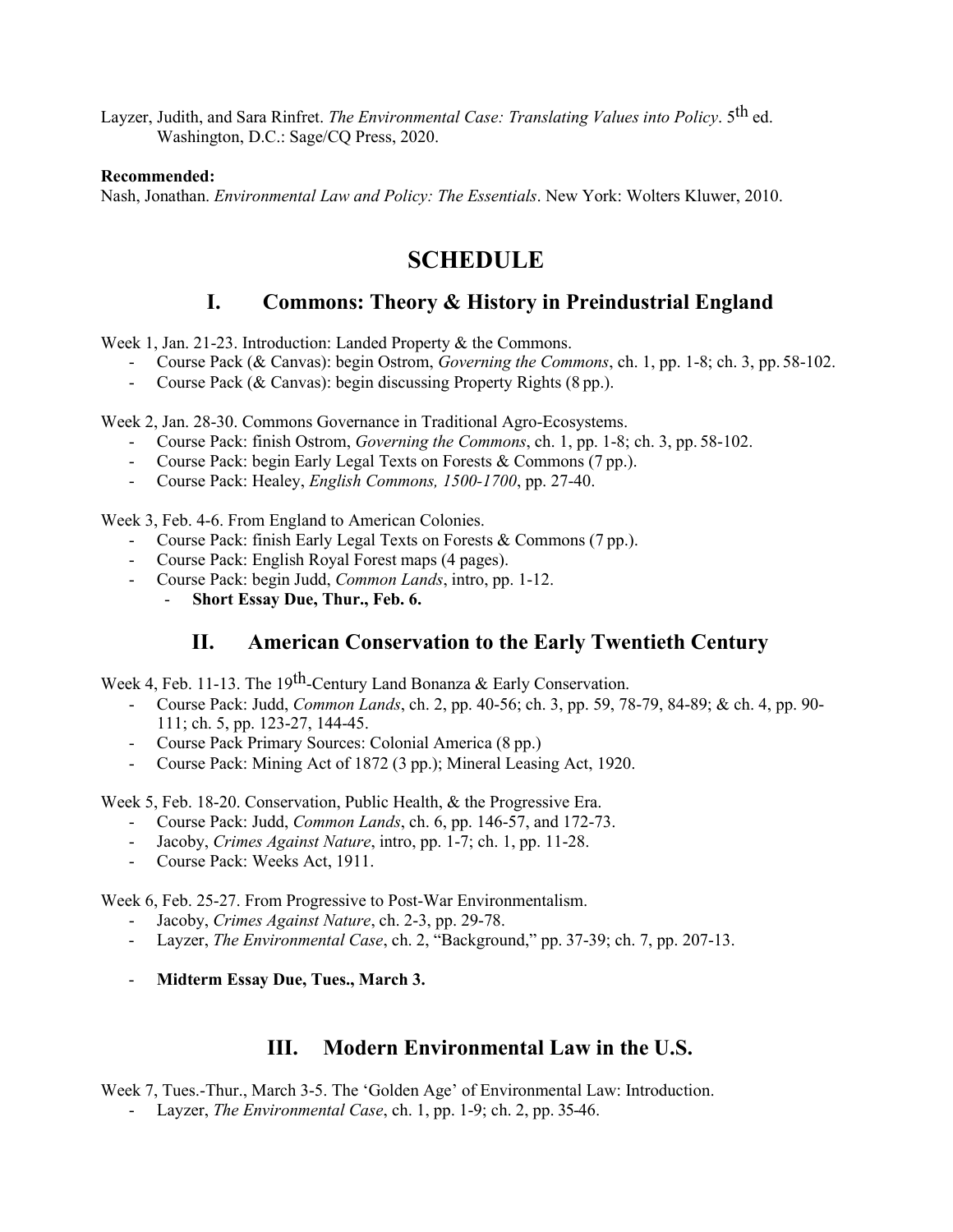Layzer, Judith, and Sara Rinfret. *The Environmental Case: Translating Values into Policy*. 5th ed. Washington, D.C.: Sage/CQ Press, 2020.

**Recommended:**
Nash, Jonathan. *Environmental Law and Policy: The Essentials*. New York: Wolters Kluwer, 2010.

# SCHEDULE

## I. Commons: Theory & History in Preindustrial England

Week 1, Jan. 21-23. Introduction: Landed Property & the Commons.

- Course Pack (& Canvas): begin Ostrom, *Governing the Commons*, ch. 1, pp. 1-8; ch. 3, pp. 58-102.
- Course Pack (& Canvas): begin discussing Property Rights (8 pp.).

Week 2, Jan. 28-30. Commons Governance in Traditional Agro-Ecosystems.

- Course Pack: finish Ostrom, *Governing the Commons*, ch. 1, pp. 1-8; ch. 3, pp. 58-102.
- Course Pack: begin Early Legal Texts on Forests & Commons (7 pp.).
- Course Pack: Healey, *English Commons, 1500-1700*, pp. 27-40.

Week 3, Feb. 4-6. From England to American Colonies.

- Course Pack: finish Early Legal Texts on Forests & Commons (7 pp.).
- Course Pack: English Royal Forest maps (4 pages).
- Course Pack: begin Judd, *Common Lands*, intro, pp. 1-12.
  - **Short Essay Due, Thur., Feb. 6.**

## II. American Conservation to the Early Twentieth Century

Week 4, Feb. 11-13. The 19th-Century Land Bonanza & Early Conservation.

- Course Pack: Judd, *Common Lands*, ch. 2, pp. 40-56; ch. 3, pp. 59, 78-79, 84-89; & ch. 4, pp. 90-111; ch. 5, pp. 123-27, 144-45.
- Course Pack Primary Sources: Colonial America (8 pp.)
- Course Pack: Mining Act of 1872 (3 pp.); Mineral Leasing Act, 1920.

Week 5, Feb. 18-20. Conservation, Public Health, & the Progressive Era.

- Course Pack: Judd, *Common Lands*, ch. 6, pp. 146-57, and 172-73.
- Jacoby, *Crimes Against Nature*, intro, pp. 1-7; ch. 1, pp. 11-28.
- Course Pack: Weeks Act, 1911.

Week 6, Feb. 25-27. From Progressive to Post-War Environmentalism.

- Jacoby, *Crimes Against Nature*, ch. 2-3, pp. 29-78.
- Layzer, *The Environmental Case*, ch. 2, "Background," pp. 37-39; ch. 7, pp. 207-13.
- **Midterm Essay Due, Tues., March 3.**

## III. Modern Environmental Law in the U.S.

Week 7, Tues.-Thur., March 3-5. The 'Golden Age' of Environmental Law: Introduction.

- Layzer, *The Environmental Case*, ch. 1, pp. 1-9; ch. 2, pp. 35-46.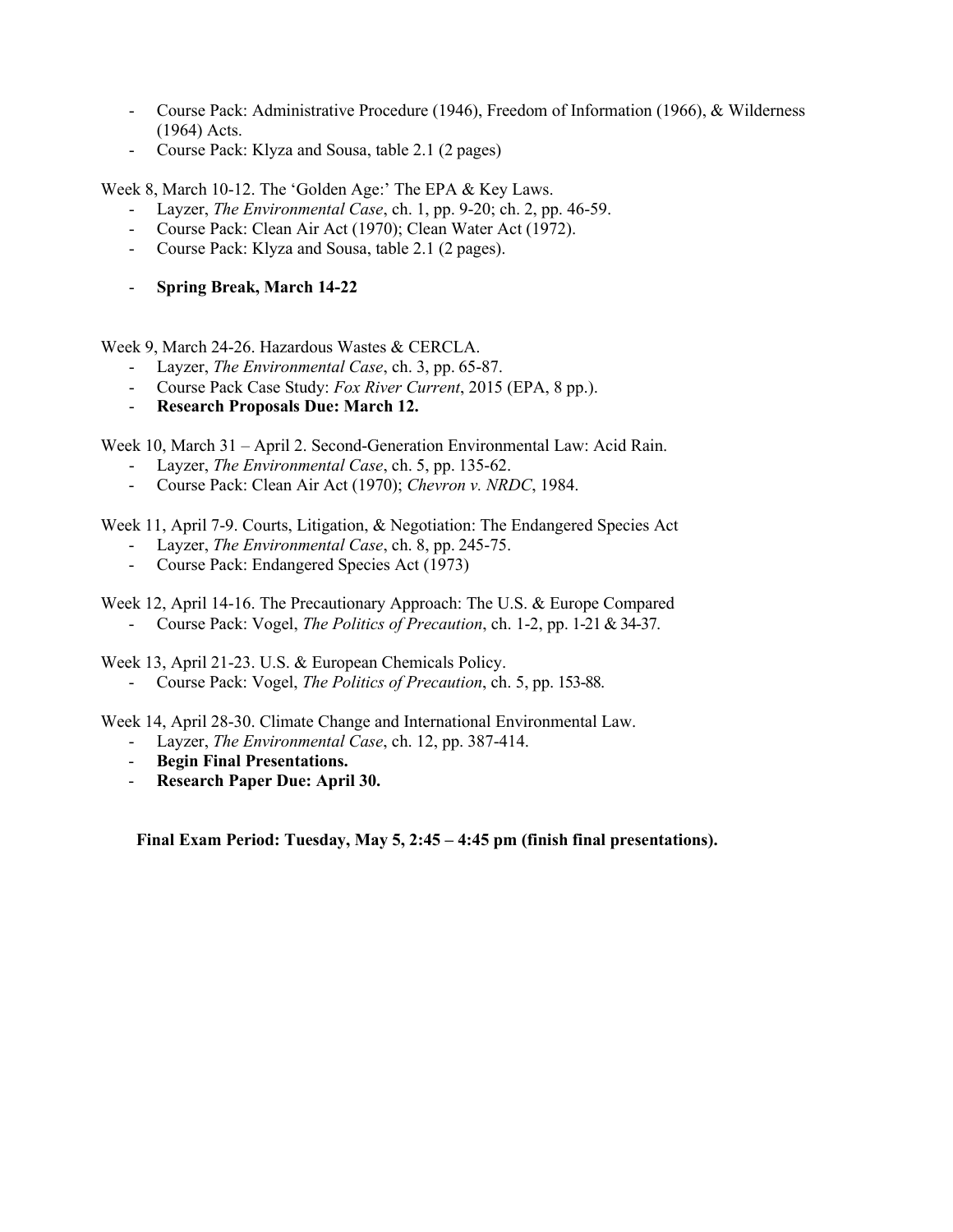- Course Pack: Administrative Procedure (1946), Freedom of Information (1966), & Wilderness (1964) Acts.
- Course Pack: Klyza and Sousa, table 2.1 (2 pages)

Week 8, March 10-12. The 'Golden Age:' The EPA & Key Laws.

- Layzer, *The Environmental Case*, ch. 1, pp. 9-20; ch. 2, pp. 46-59.
- Course Pack: Clean Air Act (1970); Clean Water Act (1972).
- Course Pack: Klyza and Sousa, table 2.1 (2 pages).
- **Spring Break, March 14-22**

Week 9, March 24-26. Hazardous Wastes & CERCLA.

- Layzer, *The Environmental Case*, ch. 3, pp. 65-87.
- Course Pack Case Study: *Fox River Current*, 2015 (EPA, 8 pp.).
- **Research Proposals Due: March 12.**

Week 10, March 31 – April 2. Second-Generation Environmental Law: Acid Rain.

- Layzer, *The Environmental Case*, ch. 5, pp. 135-62.
- Course Pack: Clean Air Act (1970); *Chevron v. NRDC*, 1984.

Week 11, April 7-9. Courts, Litigation, & Negotiation: The Endangered Species Act

- Layzer, *The Environmental Case*, ch. 8, pp. 245-75.
- Course Pack: Endangered Species Act (1973)

Week 12, April 14-16. The Precautionary Approach: The U.S. & Europe Compared

- Course Pack: Vogel, *The Politics of Precaution*, ch. 1-2, pp. 1-21 & 34-37.

Week 13, April 21-23. U.S. & European Chemicals Policy.

- Course Pack: Vogel, *The Politics of Precaution*, ch. 5, pp. 153-88.

Week 14, April 28-30. Climate Change and International Environmental Law.

- Layzer, *The Environmental Case*, ch. 12, pp. 387-414.
- **Begin Final Presentations.**
- **Research Paper Due: April 30.**

**Final Exam Period: Tuesday, May 5, 2:45 – 4:45 pm (finish final presentations).**